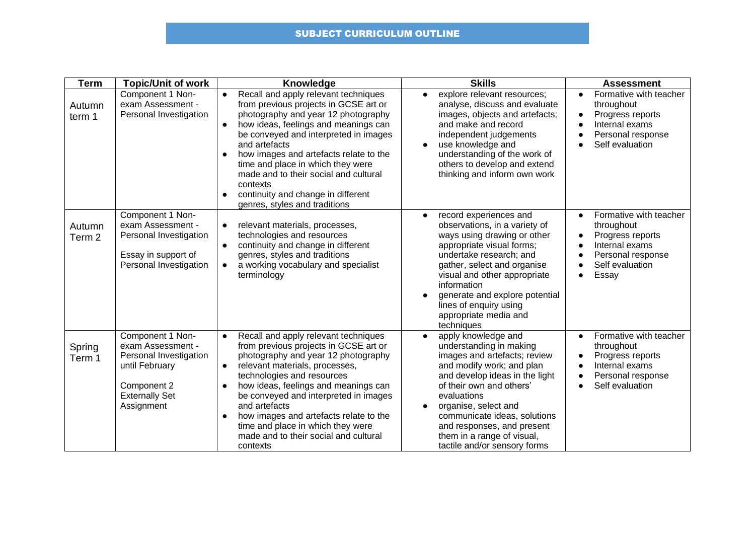# SUBJECT CURRICULUM OUTLINE

| Term | Topic/Unit of work | Knowledge | Skills | Assessment |
|---|---|---|---|---|
| Autumn term 1 | Component 1 Non-exam Assessment - Personal Investigation | • Recall and apply relevant techniques from previous projects in GCSE art or photography and year 12 photography<br>• how ideas, feelings and meanings can be conveyed and interpreted in images and artefacts<br>• how images and artefacts relate to the time and place in which they were made and to their social and cultural contexts<br>• continuity and change in different genres, styles and traditions | • explore relevant resources; analyse, discuss and evaluate images, objects and artefacts; and make and record independent judgements<br>• use knowledge and understanding of the work of others to develop and extend thinking and inform own work | • Formative with teacher throughout<br>• Progress reports<br>• Internal exams<br>• Personal response<br>• Self evaluation |
| Autumn Term 2 | Component 1 Non-exam Assessment - Personal Investigation<br><br>Essay in support of Personal Investigation | • relevant materials, processes, technologies and resources<br>• continuity and change in different genres, styles and traditions<br>• a working vocabulary and specialist terminology | • record experiences and observations, in a variety of ways using drawing or other appropriate visual forms; undertake research; and gather, select and organise visual and other appropriate information<br>• generate and explore potential lines of enquiry using appropriate media and techniques | • Formative with teacher throughout<br>• Progress reports<br>• Internal exams<br>• Personal response<br>• Self evaluation<br>• Essay |
| Spring Term 1 | Component 1 Non-exam Assessment - Personal Investigation until February<br><br>Component 2 Externally Set Assignment | • Recall and apply relevant techniques from previous projects in GCSE art or photography and year 12 photography<br>• relevant materials, processes, technologies and resources<br>• how ideas, feelings and meanings can be conveyed and interpreted in images and artefacts<br>• how images and artefacts relate to the time and place in which they were made and to their social and cultural contexts | • apply knowledge and understanding in making images and artefacts; review and modify work; and plan and develop ideas in the light of their own and others' evaluations<br>• organise, select and communicate ideas, solutions and responses, and present them in a range of visual, tactile and/or sensory forms | • Formative with teacher throughout<br>• Progress reports<br>• Internal exams<br>• Personal response<br>• Self evaluation |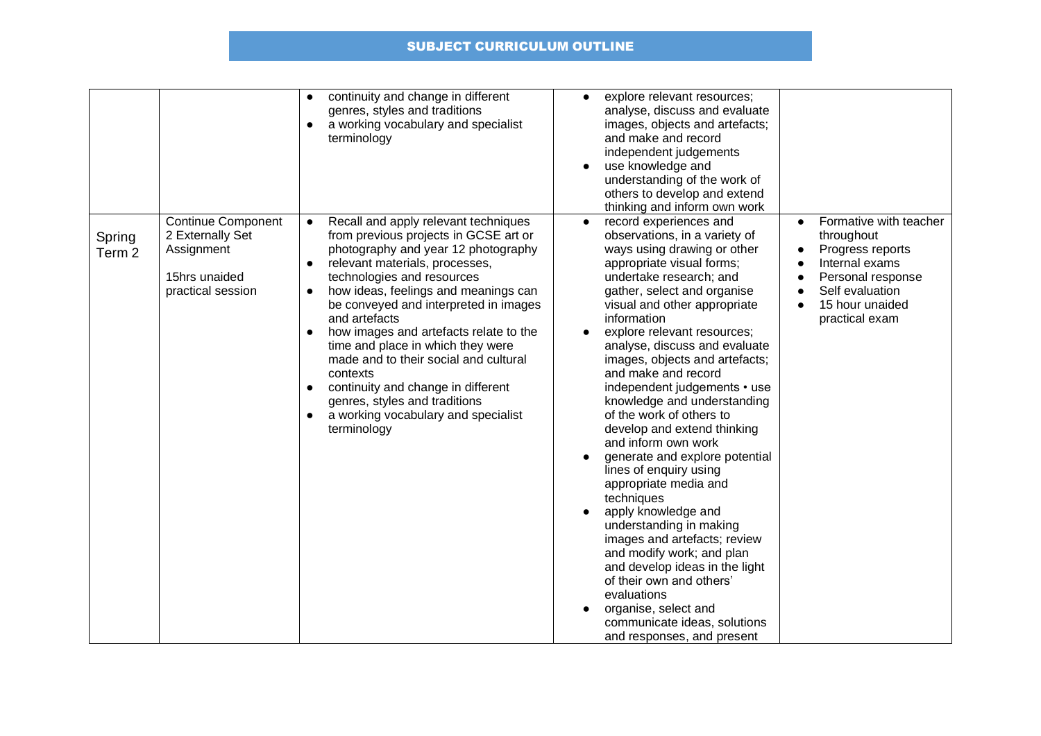## SUBJECT CURRICULUM OUTLINE

| | | | | |
|---|---|---|---|---|
| | | • continuity and change in different genres, styles and traditions<br>• a working vocabulary and specialist terminology | • explore relevant resources; analyse, discuss and evaluate images, objects and artefacts; and make and record independent judgements<br>• use knowledge and understanding of the work of others to develop and extend thinking and inform own work | |
| Spring Term 2 | Continue Component 2 Externally Set Assignment<br><br>15hrs unaided practical session | • Recall and apply relevant techniques from previous projects in GCSE art or photography and year 12 photography<br>• relevant materials, processes, technologies and resources<br>• how ideas, feelings and meanings can be conveyed and interpreted in images and artefacts<br>• how images and artefacts relate to the time and place in which they were made and to their social and cultural contexts<br>• continuity and change in different genres, styles and traditions<br>• a working vocabulary and specialist terminology | • record experiences and observations, in a variety of ways using drawing or other appropriate visual forms; undertake research; and gather, select and organise visual and other appropriate information<br>• explore relevant resources; analyse, discuss and evaluate images, objects and artefacts; and make and record independent judgements • use knowledge and understanding of the work of others to develop and extend thinking and inform own work<br>• generate and explore potential lines of enquiry using appropriate media and techniques<br>• apply knowledge and understanding in making images and artefacts; review and modify work; and plan and develop ideas in the light of their own and others' evaluations<br>• organise, select and communicate ideas, solutions and responses, and present | • Formative with teacher throughout<br>• Progress reports<br>• Internal exams<br>• Personal response<br>• Self evaluation<br>• 15 hour unaided practical exam |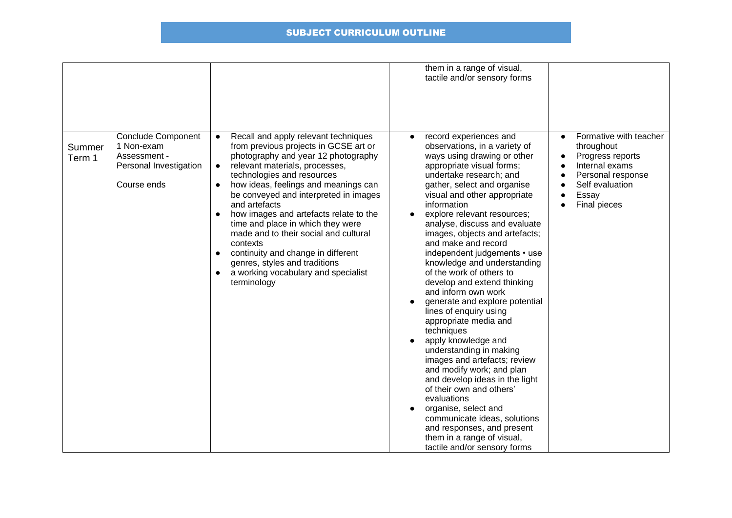## SUBJECT CURRICULUM OUTLINE

| | | | | |
|---|---|---|---|---|
| | | | them in a range of visual, tactile and/or sensory forms | |
| Summer Term 1 | Conclude Component 1 Non-exam Assessment - Personal Investigation<br><br>Course ends | • Recall and apply relevant techniques from previous projects in GCSE art or photography and year 12 photography<br>• relevant materials, processes, technologies and resources<br>• how ideas, feelings and meanings can be conveyed and interpreted in images and artefacts<br>• how images and artefacts relate to the time and place in which they were made and to their social and cultural contexts<br>• continuity and change in different genres, styles and traditions<br>• a working vocabulary and specialist terminology | • record experiences and observations, in a variety of ways using drawing or other appropriate visual forms; undertake research; and gather, select and organise visual and other appropriate information<br>• explore relevant resources; analyse, discuss and evaluate images, objects and artefacts; and make and record independent judgements • use knowledge and understanding of the work of others to develop and extend thinking and inform own work<br>• generate and explore potential lines of enquiry using appropriate media and techniques<br>• apply knowledge and understanding in making images and artefacts; review and modify work; and plan and develop ideas in the light of their own and others' evaluations<br>• organise, select and communicate ideas, solutions and responses, and present them in a range of visual, tactile and/or sensory forms | • Formative with teacher throughout<br>• Progress reports<br>• Internal exams<br>• Personal response<br>• Self evaluation<br>• Essay<br>• Final pieces |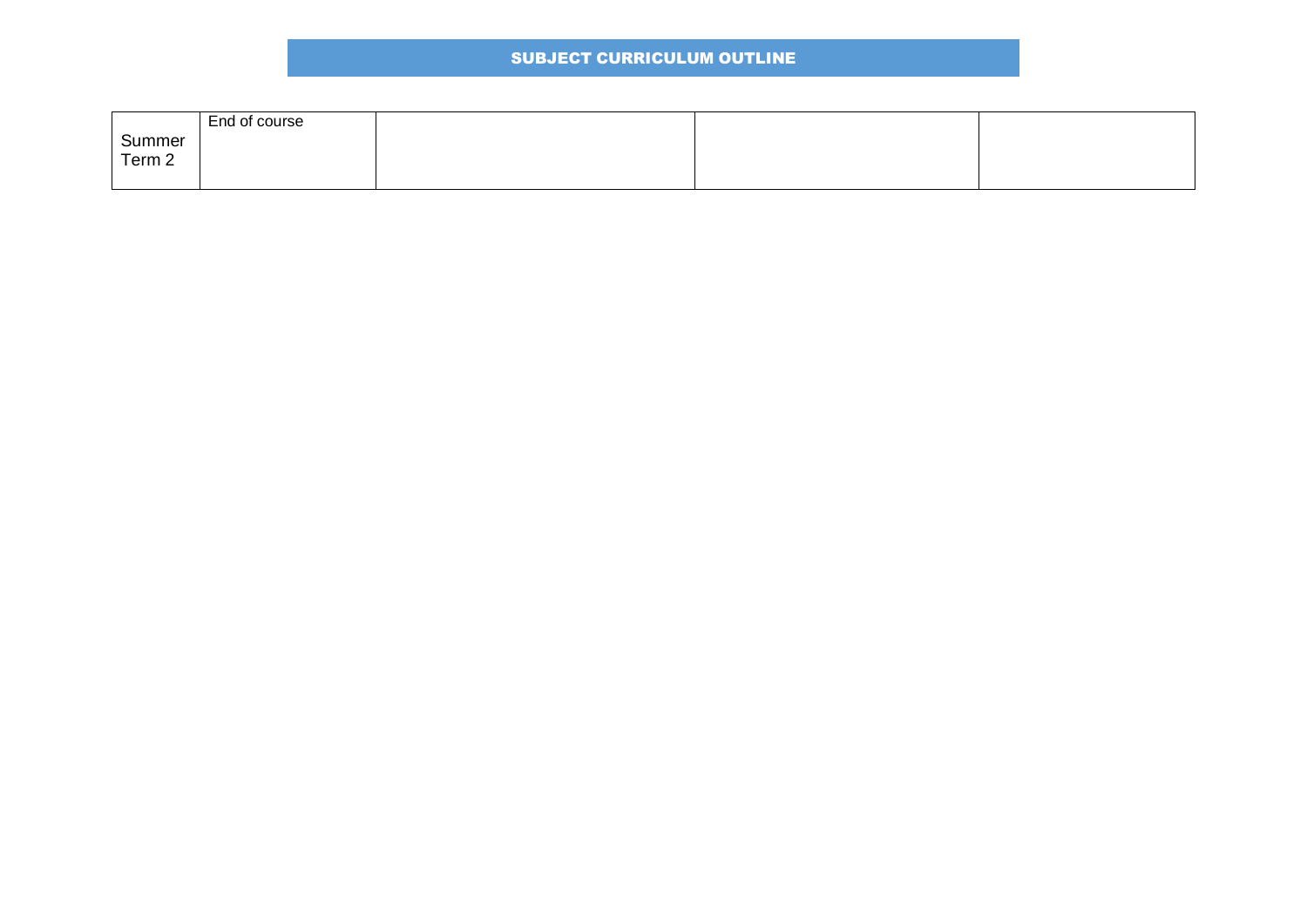| | | | | |
|---|---|---|---|---|
| Summer Term 2 | End of course | | | |